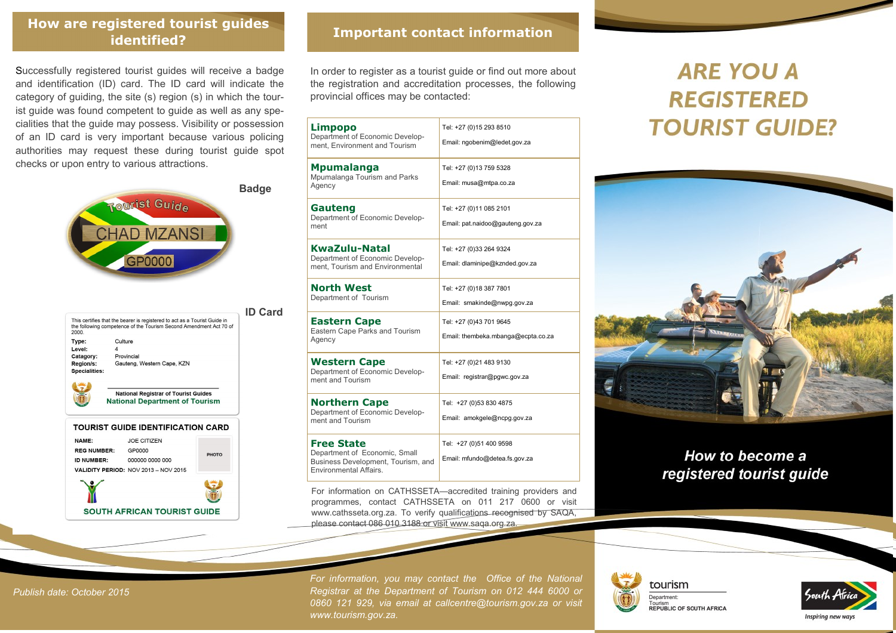## How are registered tourist guides identified?

Successfully registered tourist guides will receive a badge and identification (ID) card. The ID card will indicate the category of guiding, the site (s) region (s) in which the tourist guide was found competent to guide as well as any specialities that the guide may possess. Visibility or possession of an ID card is very important because various policing authorities may request these during tourist guide spot checks or upon entry to various attractions.

**Badge**

Tourist Guide
CHAD MZANSI
GP0000

**ID Card**

This certifies that the bearer is registered to act as a Tourist Guide in the following competence of the Tourism Second Amendment Act 70 of 2000.

**Type:** Culture
**Level:** 4
**Catagory:** Provincial
**Region/s:** Gauteng, Western Cape, KZN
**Specialities:**

National Registrar of Tourist Guides
National Department of Tourism

**TOURIST GUIDE IDENTIFICATION CARD**

**NAME:** JOE CITIZEN
**REG NUMBER:** GP0000
**ID NUMBER:** 000000 0000 000
**VALIDITY PERIOD:** NOV 2013 – NOV 2015

PHOTO

SOUTH AFRICAN TOURIST GUIDE

*Publish date: October 2015*

## Important contact information

In order to register as a tourist guide or find out more about the registration and accreditation processes, the following provincial offices may be contacted:

| Province | Contact |
|---|---|
| **Limpopo**<br>Department of Economic Development, Environment and Tourism | Tel: +27 (0)15 293 8510<br>Email: ngobenim@ledet.gov.za |
| **Mpumalanga**<br>Mpumalanga Tourism and Parks Agency | Tel: +27 (0)13 759 5328<br>Email: musa@mtpa.co.za |
| **Gauteng**<br>Department of Economic Development | Tel: +27 (0)11 085 2101<br>Email: pat.naidoo@gauteng.gov.za |
| **KwaZulu-Natal**<br>Department of Economic Development, Tourism and Environmental | Tel: +27 (0)33 264 9324<br>Email: dlaminipe@kznded.gov.za |
| **North West**<br>Department of Tourism | Tel: +27 (0)18 387 7801<br>Email: smakinde@nwpg.gov.za |
| **Eastern Cape**<br>Eastern Cape Parks and Tourism Agency | Tel: +27 (0)43 701 9645<br>Email: thembeka.mbanga@ecpta.co.za |
| **Western Cape**<br>Department of Economic Development and Tourism | Tel: +27 (0)21 483 9130<br>Email: registrar@pgwc.gov.za |
| **Northern Cape**<br>Department of Economic Development and Tourism | Tel: +27 (0)53 830 4875<br>Email: amokgele@ncpg.gov.za |
| **Free State**<br>Department of Economic, Small Business Development, Tourism, and Environmental Affairs. | Tel: +27 (0)51 400 9598<br>Email: mfundo@detea.fs.gov.za |

For information on CATHSSETA—accredited training providers and programmes, contact CATHSSETA on 011 217 0600 or visit www.cathsseta.org.za. To verify qualifications recognised by SAQA, please contact 086 010 3188 or visit www.saqa.org.za.

*For information, you may contact the Office of the National Registrar at the Department of Tourism on 012 444 6000 or 0860 121 929, via email at callcentre@tourism.gov.za or visit www.tourism.gov.za.*

# ARE YOU A REGISTERED TOURIST GUIDE?

### *How to become a registered tourist guide*

tourism
Department:
Tourism
REPUBLIC OF SOUTH AFRICA

South Africa
Inspiring new ways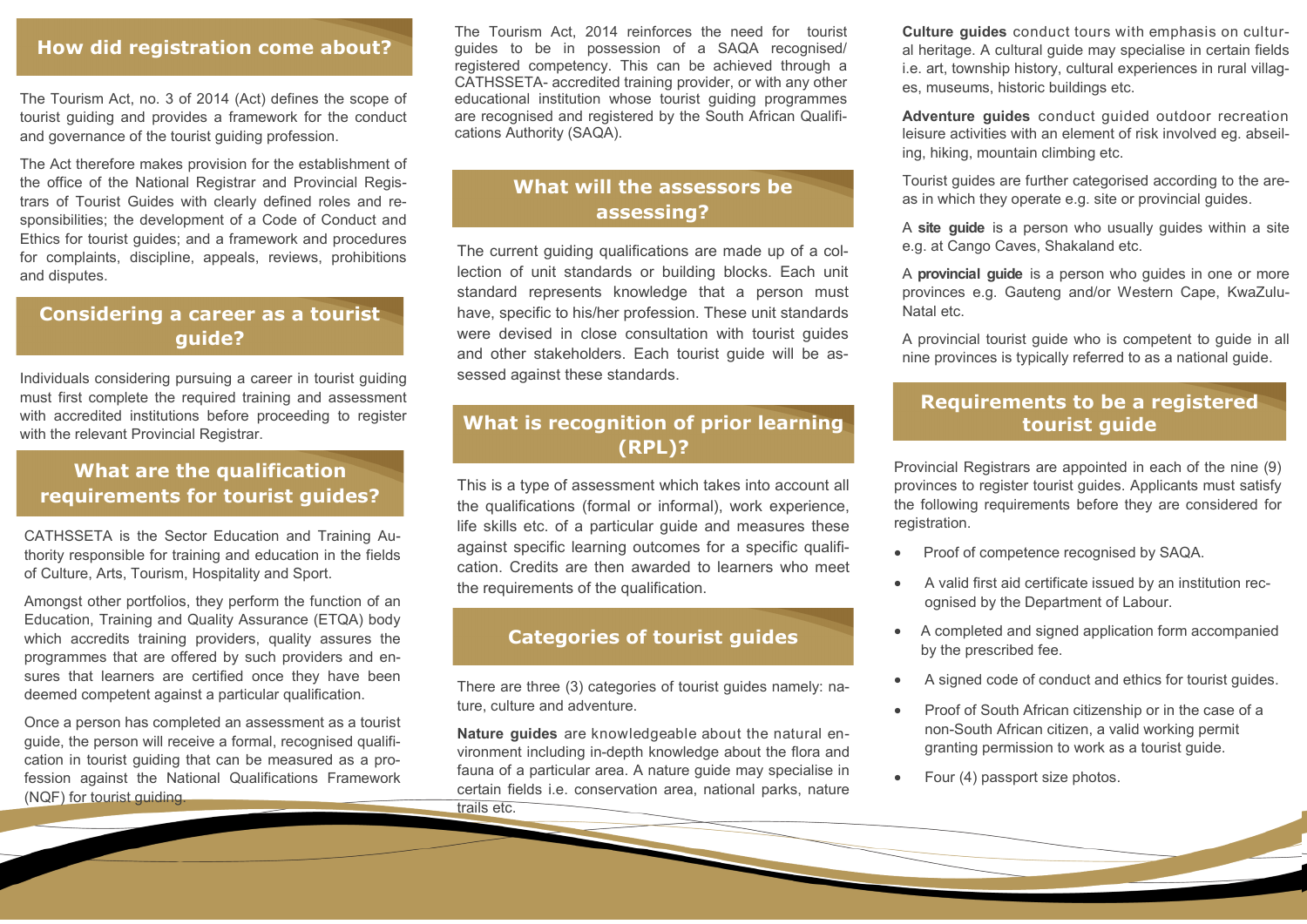## How did registration come about?

The Tourism Act, no. 3 of 2014 (Act) defines the scope of tourist guiding and provides a framework for the conduct and governance of the tourist guiding profession.

The Act therefore makes provision for the establishment of the office of the National Registrar and Provincial Registrars of Tourist Guides with clearly defined roles and responsibilities; the development of a Code of Conduct and Ethics for tourist guides; and a framework and procedures for complaints, discipline, appeals, reviews, prohibitions and disputes.

## Considering a career as a tourist guide?

Individuals considering pursuing a career in tourist guiding must first complete the required training and assessment with accredited institutions before proceeding to register with the relevant Provincial Registrar.

## What are the qualification requirements for tourist guides?

CATHSSETA is the Sector Education and Training Authority responsible for training and education in the fields of Culture, Arts, Tourism, Hospitality and Sport.

Amongst other portfolios, they perform the function of an Education, Training and Quality Assurance (ETQA) body which accredits training providers, quality assures the programmes that are offered by such providers and ensures that learners are certified once they have been deemed competent against a particular qualification.

Once a person has completed an assessment as a tourist guide, the person will receive a formal, recognised qualification in tourist guiding that can be measured as a profession against the National Qualifications Framework (NQF) for tourist guiding.

The Tourism Act, 2014 reinforces the need for tourist guides to be in possession of a SAQA recognised/ registered competency. This can be achieved through a CATHSSETA- accredited training provider, or with any other educational institution whose tourist guiding programmes are recognised and registered by the South African Qualifications Authority (SAQA).

## What will the assessors be assessing?

The current guiding qualifications are made up of a collection of unit standards or building blocks. Each unit standard represents knowledge that a person must have, specific to his/her profession. These unit standards were devised in close consultation with tourist guides and other stakeholders. Each tourist guide will be assessed against these standards.

## What is recognition of prior learning (RPL)?

This is a type of assessment which takes into account all the qualifications (formal or informal), work experience, life skills etc. of a particular guide and measures these against specific learning outcomes for a specific qualification. Credits are then awarded to learners who meet the requirements of the qualification.

## Categories of tourist guides

There are three (3) categories of tourist guides namely: nature, culture and adventure.

**Nature guides** are knowledgeable about the natural environment including in-depth knowledge about the flora and fauna of a particular area. A nature guide may specialise in certain fields i.e. conservation area, national parks, nature trails etc.

**Culture guides** conduct tours with emphasis on cultural heritage. A cultural guide may specialise in certain fields i.e. art, township history, cultural experiences in rural villages, museums, historic buildings etc.

**Adventure guides** conduct guided outdoor recreation leisure activities with an element of risk involved eg. abseiling, hiking, mountain climbing etc.

Tourist guides are further categorised according to the areas in which they operate e.g. site or provincial guides.

A **site guide** is a person who usually guides within a site e.g. at Cango Caves, Shakaland etc.

A **provincial guide** is a person who guides in one or more provinces e.g. Gauteng and/or Western Cape, KwaZulu-Natal etc.

A provincial tourist guide who is competent to guide in all nine provinces is typically referred to as a national guide.

## Requirements to be a registered tourist guide

Provincial Registrars are appointed in each of the nine (9) provinces to register tourist guides. Applicants must satisfy the following requirements before they are considered for registration.

- Proof of competence recognised by SAQA.
- A valid first aid certificate issued by an institution recognised by the Department of Labour.
- A completed and signed application form accompanied by the prescribed fee.
- A signed code of conduct and ethics for tourist guides.
- Proof of South African citizenship or in the case of a non-South African citizen, a valid working permit granting permission to work as a tourist guide.
- Four (4) passport size photos.